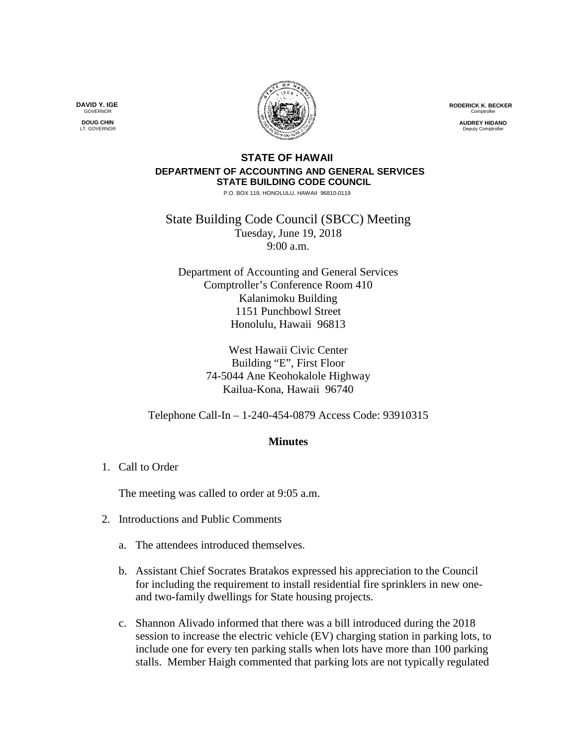**DAVID Y. IGE**
GOVERNOR

**DOUG CHIN**
LT. GOVERNOR

**RODERICK K. BECKER**
Comptroller

**AUDREY HIDANO**
Deputy Comptroller

**STATE OF HAWAII**
**DEPARTMENT OF ACCOUNTING AND GENERAL SERVICES**
**STATE BUILDING CODE COUNCIL**
P.O. BOX 119, HONOLULU, HAWAII 96810-0119

State Building Code Council (SBCC) Meeting
Tuesday, June 19, 2018
9:00 a.m.

Department of Accounting and General Services
Comptroller's Conference Room 410
Kalanimoku Building
1151 Punchbowl Street
Honolulu, Hawaii 96813

West Hawaii Civic Center
Building "E", First Floor
74-5044 Ane Keohokalole Highway
Kailua-Kona, Hawaii 96740

Telephone Call-In – 1-240-454-0879 Access Code: 93910315

**Minutes**

1. Call to Order

   The meeting was called to order at 9:05 a.m.

2. Introductions and Public Comments

   a. The attendees introduced themselves.

   b. Assistant Chief Socrates Bratakos expressed his appreciation to the Council for including the requirement to install residential fire sprinklers in new one- and two-family dwellings for State housing projects.

   c. Shannon Alivado informed that there was a bill introduced during the 2018 session to increase the electric vehicle (EV) charging station in parking lots, to include one for every ten parking stalls when lots have more than 100 parking stalls. Member Haigh commented that parking lots are not typically regulated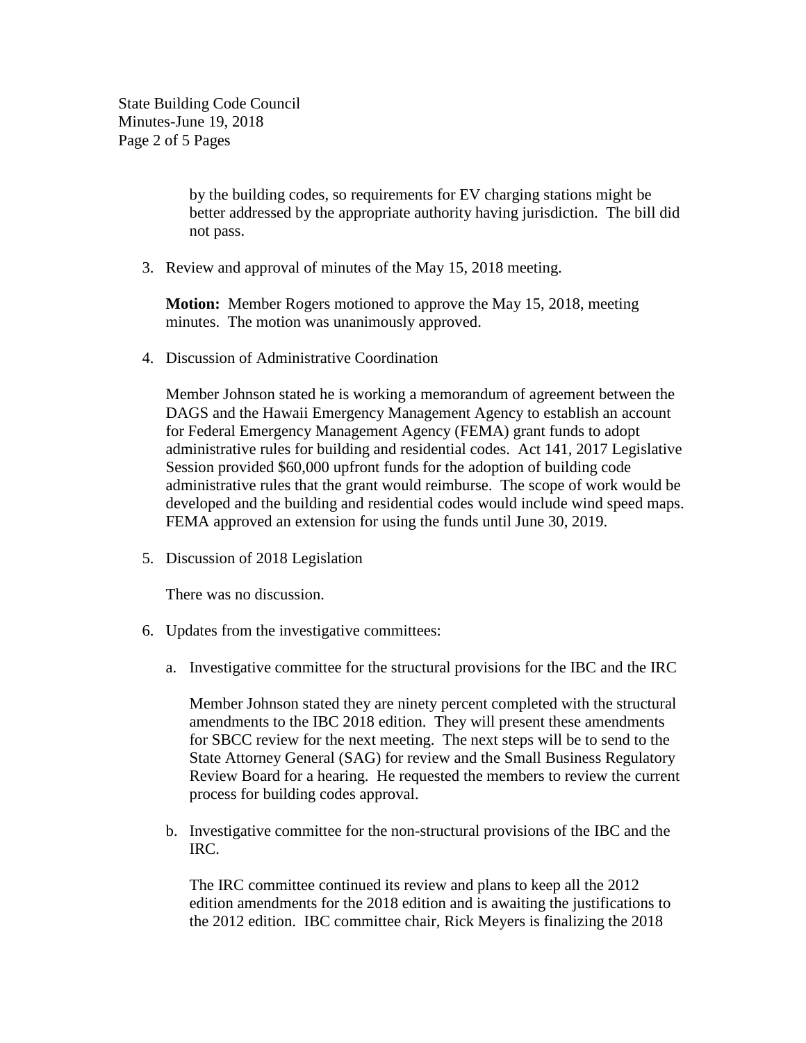by the building codes, so requirements for EV charging stations might be better addressed by the appropriate authority having jurisdiction. The bill did not pass.

3. Review and approval of minutes of the May 15, 2018 meeting.

   **Motion:** Member Rogers motioned to approve the May 15, 2018, meeting minutes. The motion was unanimously approved.

4. Discussion of Administrative Coordination

   Member Johnson stated he is working a memorandum of agreement between the DAGS and the Hawaii Emergency Management Agency to establish an account for Federal Emergency Management Agency (FEMA) grant funds to adopt administrative rules for building and residential codes. Act 141, 2017 Legislative Session provided $60,000 upfront funds for the adoption of building code administrative rules that the grant would reimburse. The scope of work would be developed and the building and residential codes would include wind speed maps. FEMA approved an extension for using the funds until June 30, 2019.

5. Discussion of 2018 Legislation

   There was no discussion.

6. Updates from the investigative committees:

   a. Investigative committee for the structural provisions for the IBC and the IRC

      Member Johnson stated they are ninety percent completed with the structural amendments to the IBC 2018 edition. They will present these amendments for SBCC review for the next meeting. The next steps will be to send to the State Attorney General (SAG) for review and the Small Business Regulatory Review Board for a hearing. He requested the members to review the current process for building codes approval.

   b. Investigative committee for the non-structural provisions of the IBC and the IRC.

      The IRC committee continued its review and plans to keep all the 2012 edition amendments for the 2018 edition and is awaiting the justifications to the 2012 edition. IBC committee chair, Rick Meyers is finalizing the 2018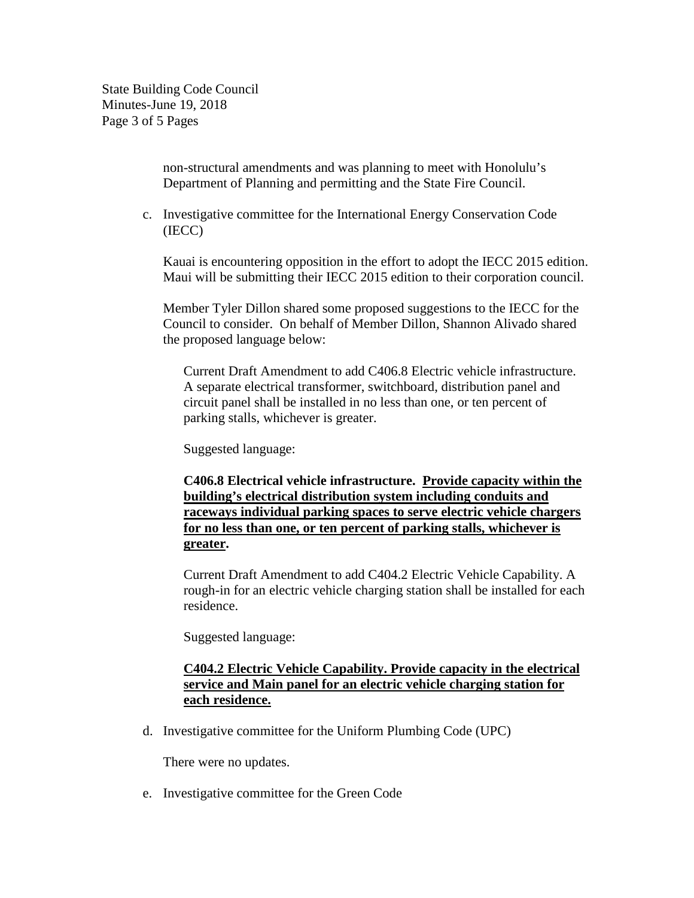non-structural amendments and was planning to meet with Honolulu's Department of Planning and permitting and the State Fire Council.

c. Investigative committee for the International Energy Conservation Code (IECC)

   Kauai is encountering opposition in the effort to adopt the IECC 2015 edition. Maui will be submitting their IECC 2015 edition to their corporation council.

   Member Tyler Dillon shared some proposed suggestions to the IECC for the Council to consider. On behalf of Member Dillon, Shannon Alivado shared the proposed language below:

   > Current Draft Amendment to add C406.8 Electric vehicle infrastructure. A separate electrical transformer, switchboard, distribution panel and circuit panel shall be installed in no less than one, or ten percent of parking stalls, whichever is greater.
   >
   > Suggested language:
   >
   > **C406.8 Electrical vehicle infrastructure.** **<u>Provide capacity within the building's electrical distribution system including conduits and raceways individual parking spaces to serve electric vehicle chargers for no less than one, or ten percent of parking stalls, whichever is greater</u>.**
   >
   > Current Draft Amendment to add C404.2 Electric Vehicle Capability. A rough-in for an electric vehicle charging station shall be installed for each residence.
   >
   > Suggested language:
   >
   > **<u>C404.2 Electric Vehicle Capability. Provide capacity in the electrical service and Main panel for an electric vehicle charging station for each residence.</u>**

d. Investigative committee for the Uniform Plumbing Code (UPC)

   There were no updates.

e. Investigative committee for the Green Code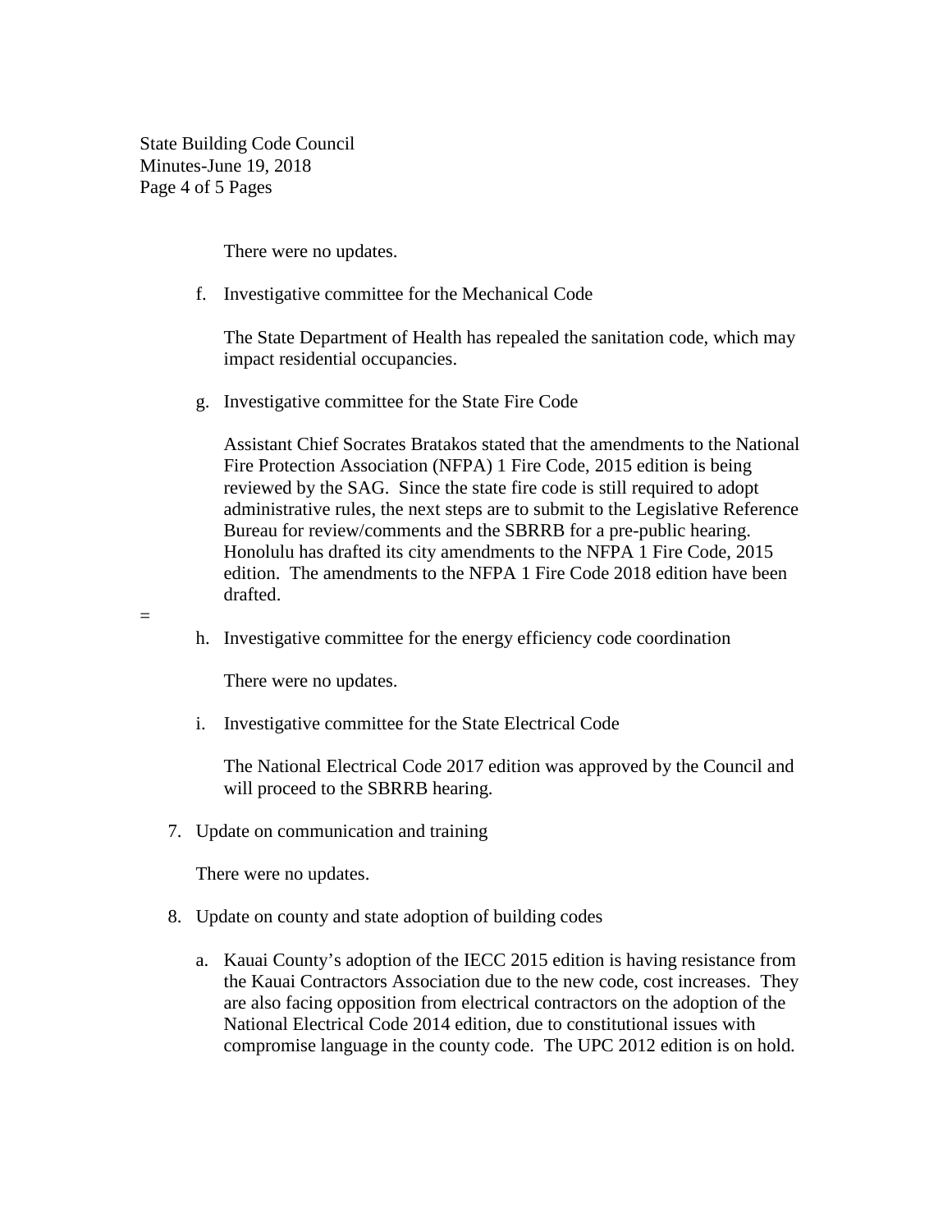There were no updates.

f. Investigative committee for the Mechanical Code

   The State Department of Health has repealed the sanitation code, which may impact residential occupancies.

g. Investigative committee for the State Fire Code

   Assistant Chief Socrates Bratakos stated that the amendments to the National Fire Protection Association (NFPA) 1 Fire Code, 2015 edition is being reviewed by the SAG. Since the state fire code is still required to adopt administrative rules, the next steps are to submit to the Legislative Reference Bureau for review/comments and the SBRRB for a pre-public hearing. Honolulu has drafted its city amendments to the NFPA 1 Fire Code, 2015 edition. The amendments to the NFPA 1 Fire Code 2018 edition have been drafted.

=

h. Investigative committee for the energy efficiency code coordination

   There were no updates.

i. Investigative committee for the State Electrical Code

   The National Electrical Code 2017 edition was approved by the Council and will proceed to the SBRRB hearing.

7. Update on communication and training

   There were no updates.

8. Update on county and state adoption of building codes

   a. Kauai County's adoption of the IECC 2015 edition is having resistance from the Kauai Contractors Association due to the new code, cost increases. They are also facing opposition from electrical contractors on the adoption of the National Electrical Code 2014 edition, due to constitutional issues with compromise language in the county code. The UPC 2012 edition is on hold.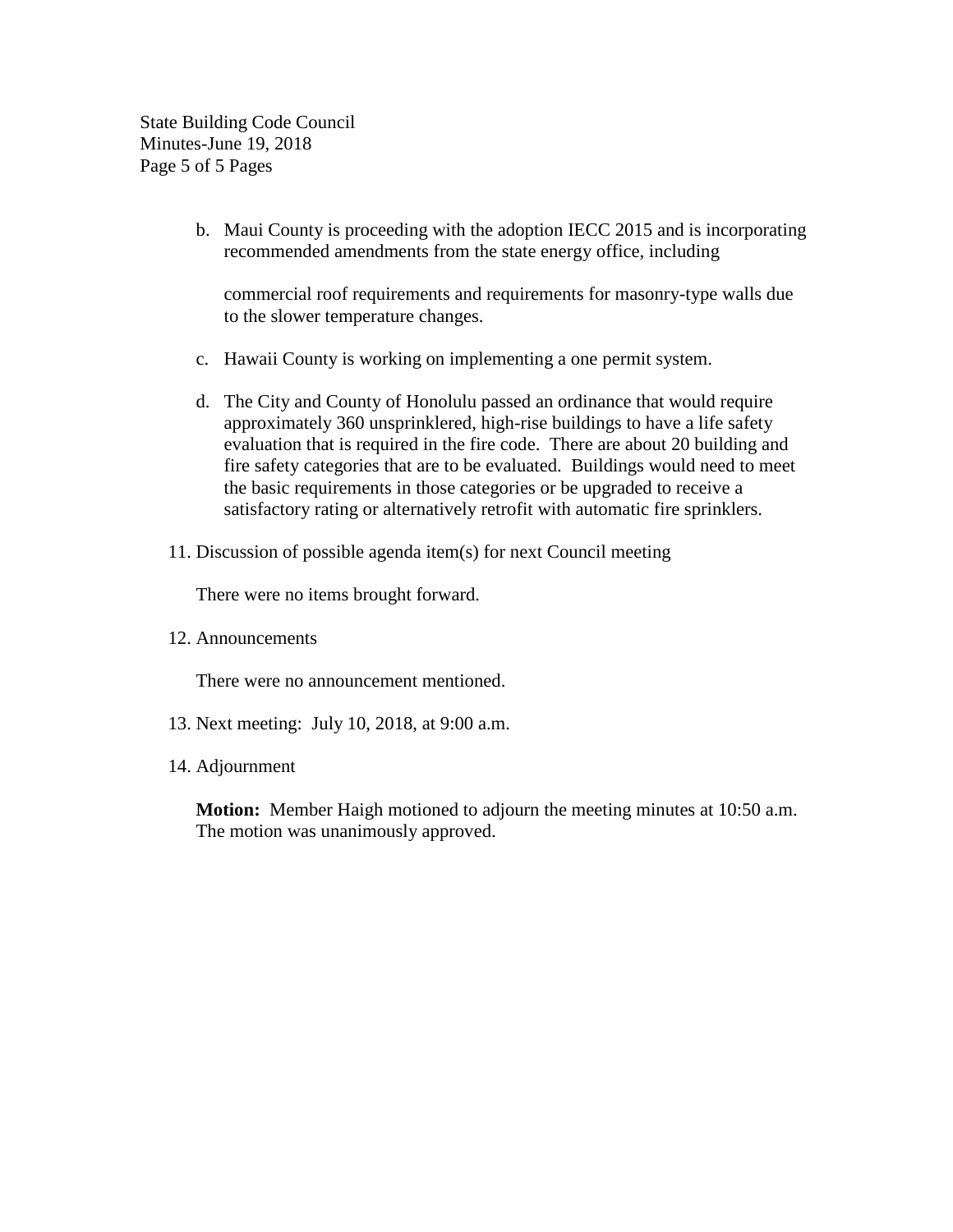b. Maui County is proceeding with the adoption IECC 2015 and is incorporating recommended amendments from the state energy office, including

   commercial roof requirements and requirements for masonry-type walls due to the slower temperature changes.

c. Hawaii County is working on implementing a one permit system.

d. The City and County of Honolulu passed an ordinance that would require approximately 360 unsprinklered, high-rise buildings to have a life safety evaluation that is required in the fire code. There are about 20 building and fire safety categories that are to be evaluated. Buildings would need to meet the basic requirements in those categories or be upgraded to receive a satisfactory rating or alternatively retrofit with automatic fire sprinklers.

11. Discussion of possible agenda item(s) for next Council meeting

    There were no items brought forward.

12. Announcements

    There were no announcement mentioned.

13. Next meeting: July 10, 2018, at 9:00 a.m.

14. Adjournment

    **Motion:** Member Haigh motioned to adjourn the meeting minutes at 10:50 a.m. The motion was unanimously approved.